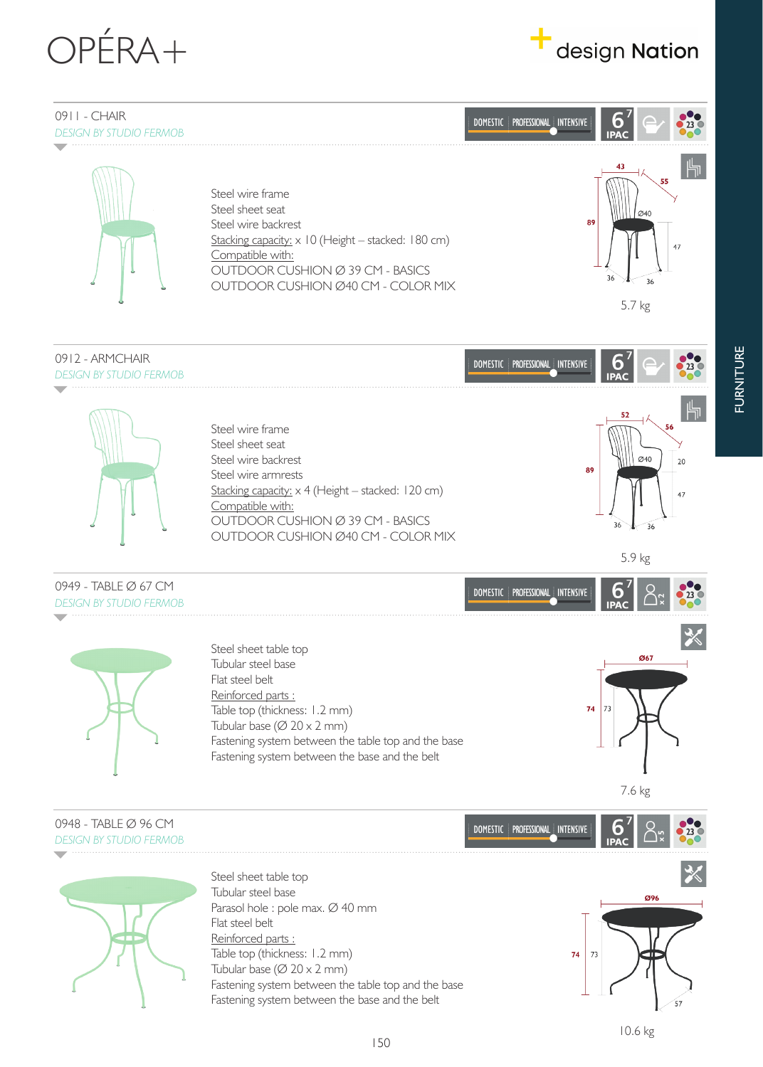# OPÉRA+

## 0911 - CHAIR

*DESIGN BY STUDIO FERMOB*

DOMESTIC | PROFESSIONAL | INTENSIVE — 6 IPAC

Steel wire frame
Steel sheet seat
Steel wire backrest
Stacking capacity: x 10 (Height – stacked: 180 cm)
Compatible with:
OUTDOOR CUSHION Ø 39 CM - BASICS
OUTDOOR CUSHION Ø40 CM - COLOR MIX

43 / 55 / Ø40 / 89 / 47 / 36 / 36

5.7 kg

## 0912 - ARMCHAIR

*DESIGN BY STUDIO FERMOB*

DOMESTIC | PROFESSIONAL | INTENSIVE — 6 IPAC

Steel wire frame
Steel sheet seat
Steel wire backrest
Steel wire armrests
Stacking capacity: x 4 (Height – stacked: 120 cm)
Compatible with:
OUTDOOR CUSHION Ø 39 CM - BASICS
OUTDOOR CUSHION Ø40 CM - COLOR MIX

52 / 56 / Ø40 / 20 / 89 / 47 / 36 / 36

5.9 kg

## 0949 - TABLE Ø 67 CM

*DESIGN BY STUDIO FERMOB*

DOMESTIC | PROFESSIONAL | INTENSIVE — 6 IPAC — x2

Steel sheet table top
Tubular steel base
Flat steel belt
Reinforced parts :
Table top (thickness: 1.2 mm)
Tubular base (Ø 20 x 2 mm)
Fastening system between the table top and the base
Fastening system between the base and the belt

Ø67 / 74 / 73

7.6 kg

## 0948 - TABLE Ø 96 CM

*DESIGN BY STUDIO FERMOB*

DOMESTIC | PROFESSIONAL | INTENSIVE — 6 IPAC — x5

Steel sheet table top
Tubular steel base
Parasol hole : pole max. Ø 40 mm
Flat steel belt
Reinforced parts :
Table top (thickness: 1.2 mm)
Tubular base (Ø 20 x 2 mm)
Fastening system between the table top and the base
Fastening system between the base and the belt

Ø96 / 74 / 73 / 57

10.6 kg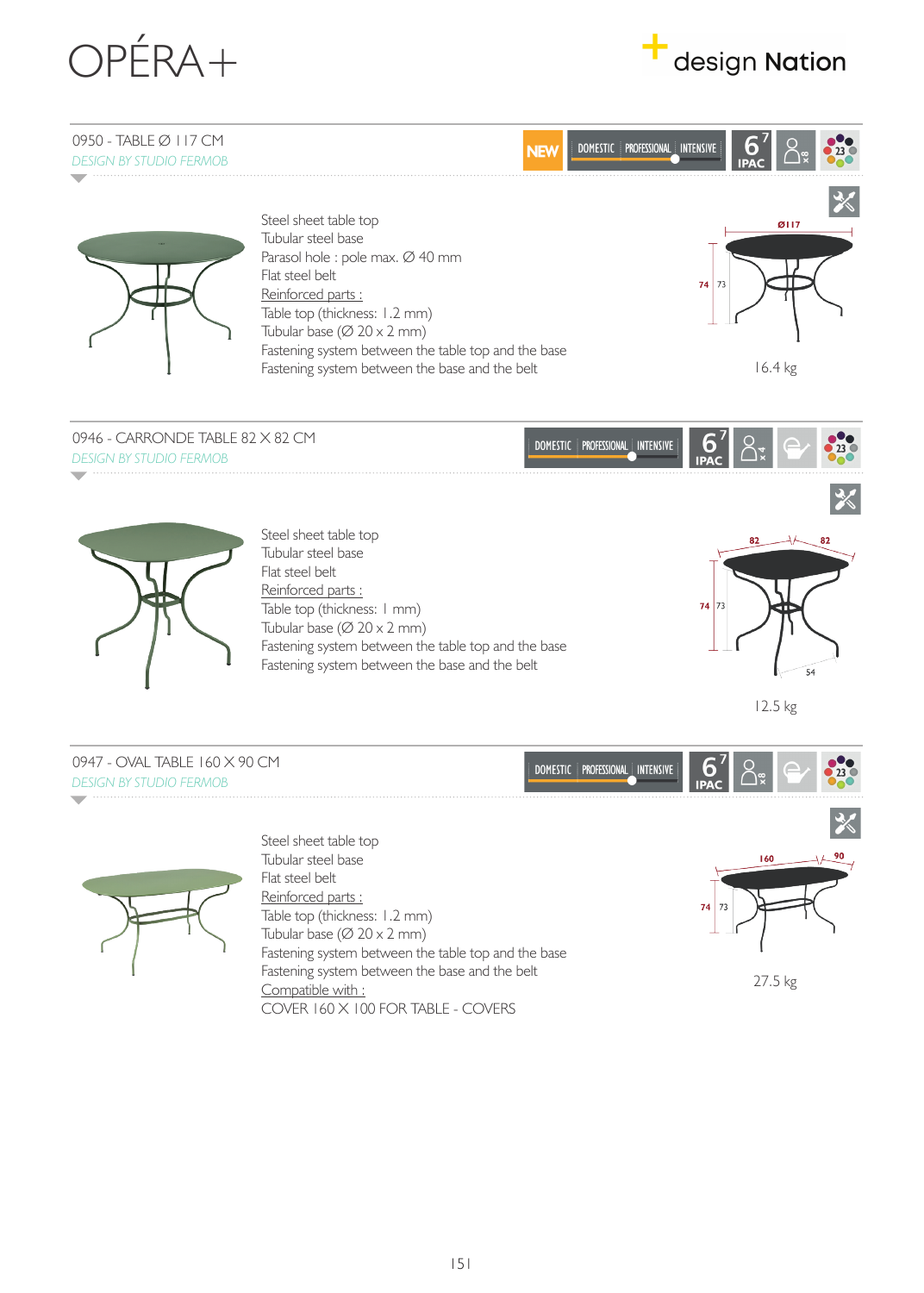# OPÉRA+

design Nation

## 0950 - TABLE Ø 117 CM

*DESIGN BY STUDIO FERMOB*

NEW | DOMESTIC | PROFESSIONAL | INTENSIVE | 6 7 IPAC | 8 | 23

Steel sheet table top
Tubular steel base
Parasol hole : pole max. Ø 40 mm
Flat steel belt
Reinforced parts :
Table top (thickness: 1.2 mm)
Tubular base (Ø 20 x 2 mm)
Fastening system between the table top and the base
Fastening system between the base and the belt

Ø117
74 73

16.4 kg

## 0946 - CARRONDE TABLE 82 X 82 CM

*DESIGN BY STUDIO FERMOB*

DOMESTIC | PROFESSIONAL | INTENSIVE | 6 7 IPAC | 4 | 23

Steel sheet table top
Tubular steel base
Flat steel belt
Reinforced parts :
Table top (thickness: 1 mm)
Tubular base (Ø 20 x 2 mm)
Fastening system between the table top and the base
Fastening system between the base and the belt

82 82
74 73
54

12.5 kg

## 0947 - OVAL TABLE 160 X 90 CM

*DESIGN BY STUDIO FERMOB*

DOMESTIC | PROFESSIONAL | INTENSIVE | 6 7 IPAC | 8 | 23

Steel sheet table top
Tubular steel base
Flat steel belt
Reinforced parts :
Table top (thickness: 1.2 mm)
Tubular base (Ø 20 x 2 mm)
Fastening system between the table top and the base
Fastening system between the base and the belt
Compatible with :
COVER 160 X 100 FOR TABLE - COVERS

160 90
74 73

27.5 kg